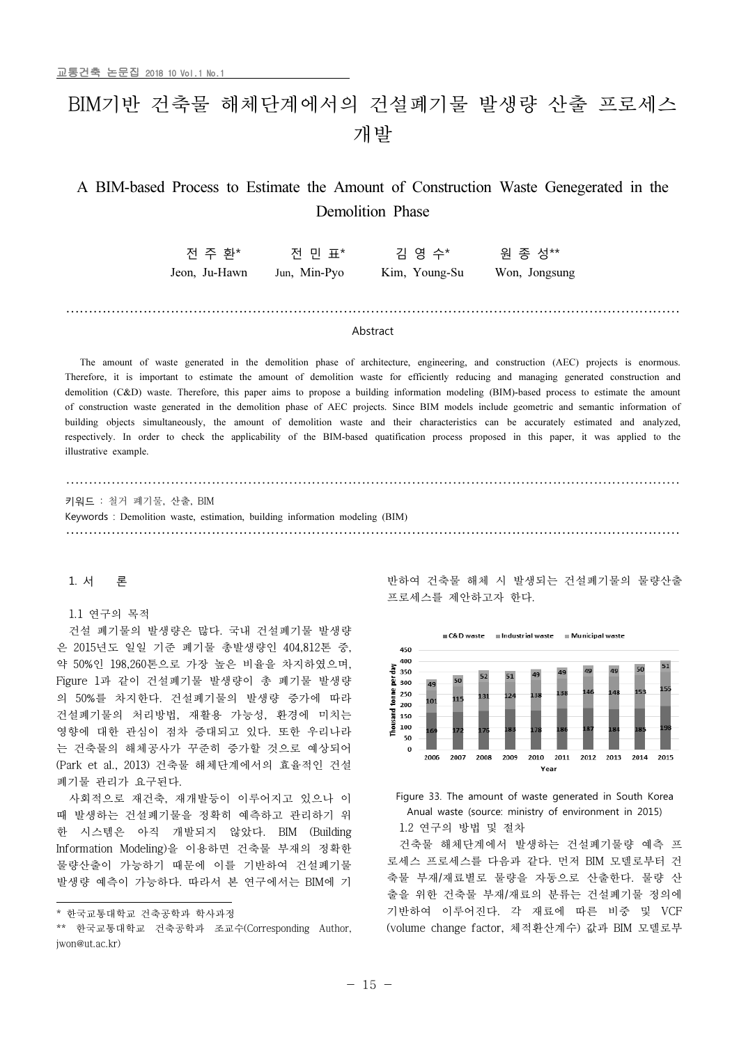# BIM기반 건축물 해체단계에서의 건설폐기물 발생량 산출 프로세스 개발

## A BIM-based Process to Estimate the Amount of Construction Waste Genegerated in the Demolition Phase

전 주 환* 전 민 표* 김 영 수* 원 종 성**

Jeon, Ju-Hawn Jun, Min-Pyo Kim, Young-Su Won, Jongsung

---

### Abstract

The amount of waste generated in the demolition phase of architecture, engineering, and construction (AEC) projects is enormous. Therefore, it is important to estimate the amount of demolition waste for efficiently reducing and managing generated construction and demolition (C&D) waste. Therefore, this paper aims to propose a building information modeling (BIM)-based process to estimate the amount of construction waste generated in the demolition phase of AEC projects. Since BIM models include geometric and semantic information of building objects simultaneously, the amount of demolition waste and their characteristics can be accurately estimated and analyzed, respectively. In order to check the applicability of the BIM-based quatification process proposed in this paper, it was applied to the illustrative example.

---

키워드 : 철거 폐기물, 산출, BIM

Keywords : Demolition waste, estimation, building information modeling (BIM)

---

## 1. 서 론

### 1.1 연구의 목적

건설 폐기물의 발생량은 많다. 국내 건설폐기물 발생량은 2015년도 일일 기준 폐기물 총발생량인 404,812톤 중, 약 50%인 198,260톤으로 가장 높은 비율을 차지하였으며, Figure 1과 같이 건설폐기물 발생량이 총 폐기물 발생량의 50%를 차지한다. 건설폐기물의 발생량 증가에 따라 건설폐기물의 처리방법, 재활용 가능성, 환경에 미치는 영향에 대한 관심이 점차 증대되고 있다. 또한 우리나라는 건축물의 해체공사가 꾸준히 증가할 것으로 예상되어 (Park et al., 2013) 건축물 해체단계에서의 효율적인 건설폐기물 관리가 요구된다.

사회적으로 재건축, 재개발등이 이루어지고 있으나 이 때 발생하는 건설폐기물을 정확히 예측하고 관리하기 위한 시스템은 아직 개발되지 않았다. BIM (Building Information Modeling)을 이용하면 건축물 부재의 정확한 물량산출이 가능하기 때문에 이를 기반하여 건설폐기물 발생량 예측이 가능하다. 따라서 본 연구에서는 BIM에 기반하여 건축물 해체 시 발생되는 건설폐기물의 물량산출 프로세스를 제안하고자 한다.

| Year | C&D waste | Industrial waste | Municipal waste |
|---|---|---|---|
| 2006 | 169 | 101 | 49 |
| 2007 | 172 | 115 | 50 |
| 2008 | 176 | 131 | 52 |
| 2009 | 183 | 124 | 51 |
| 2010 | 178 | 138 | 49 |
| 2011 | 186 | 138 | 49 |
| 2012 | 187 | 146 | 49 |
| 2013 | 184 | 148 | 49 |
| 2014 | 185 | 153 | 50 |
| 2015 | 198 | 155 | 51 |

(Unit: Thousand tonne per day)

Figure 33. The amount of waste generated in South Korea Anual waste (source: ministry of environment in 2015)

### 1.2 연구의 방법 및 절차

건축물 해체단계에서 발생하는 건설폐기물량 예측 프로세스 프로세스를 다음과 같다. 먼저 BIM 모델로부터 건축물 부재/재료별로 물량을 자동으로 산출한다. 물량 산출을 위한 건축물 부재/재료의 분류는 건설폐기물 정의에 기반하여 이루어진다. 각 재료에 따른 비중 및 VCF (volume change factor, 체적환산계수) 값과 BIM 모델로부

---

\* 한국교통대학교 건축공학과 학사과정

\*\* 한국교통대학교 건축공학과 조교수(Corresponding Author, jwon@ut.ac.kr)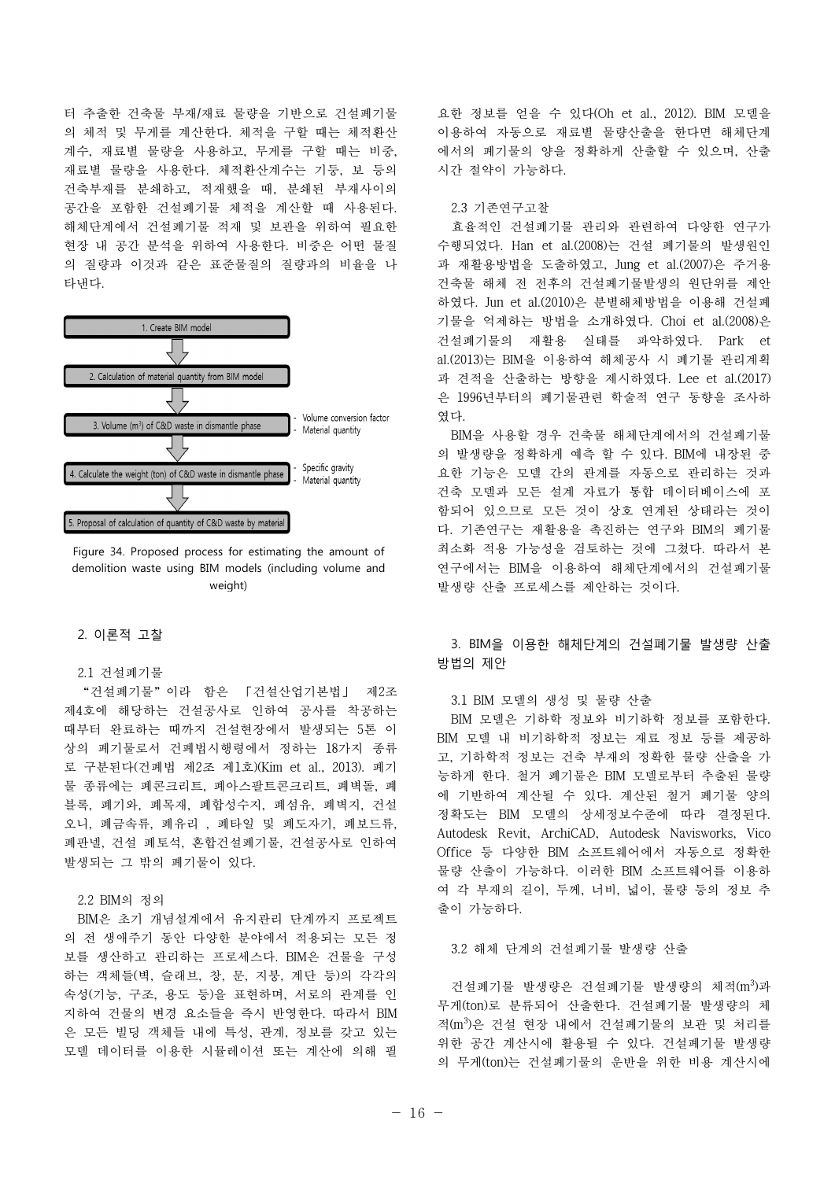터 추출한 건축물 부재/재료 물량을 기반으로 건설폐기물의 체적 및 무게를 계산한다. 체적을 구할 때는 체적환산계수, 재료별 물량을 사용하고, 무게를 구할 때는 비중, 재료별 물량을 사용한다. 체적환산계수는 기둥, 보 등의 건축부재를 분쇄하고, 적재했을 때, 분쇄된 부재사이의 공간을 포함한 건설폐기물 체적을 계산할 때 사용된다. 해체단계에서 건설폐기물 적재 및 보관을 위하여 필요한 현장 내 공간 분석을 위하여 사용한다. 비중은 어떤 물질의 질량과 이것과 같은 표준물질의 질량과의 비율을 나타낸다.

1. Create BIM model
2. Calculation of material quantity from BIM model
3. Volume ($m^3$) of C&D waste in dismantle phase
- Volume conversion factor
- Material quantity
4. Calculate the weight (ton) of C&D waste in dismantle phase
- Specific gravity
- Material quantity
5. Proposal of calculation of quantity of C&D waste by material

Figure 34. Proposed process for estimating the amount of demolition waste using BIM models (including volume and weight)

## 2. 이론적 고찰

### 2.1 건설폐기물

"건설폐기물"이라 함은 「건설산업기본법」 제2조 제4호에 해당하는 건설공사로 인하여 공사를 착공하는 때부터 완료하는 때까지 건설현장에서 발생되는 5톤 이상의 폐기물로서 건폐법시행령에서 정하는 18가지 종류로 구분된다(건폐법 제2조 제1호)(Kim et al., 2013). 폐기물 종류에는 폐콘크리트, 폐아스팔트콘크리트, 폐벽돌, 폐블록, 폐기와, 폐목재, 폐합성수지, 폐섬유, 폐벽지, 건설오니, 폐금속류, 폐유리 , 폐타일 및 폐도자기, 폐보드류, 폐판넬, 건설 폐토석, 혼합건설폐기물, 건설공사로 인하여 발생되는 그 밖의 폐기물이 있다.

### 2.2 BIM의 정의

BIM은 초기 개념설계에서 유지관리 단계까지 프로젝트의 전 생애주기 동안 다양한 분야에서 적용되는 모든 정보를 생산하고 관리하는 프로세스다. BIM은 건물을 구성하는 객체들(벽, 슬래브, 창, 문, 지붕, 계단 등)의 각각의 속성(기능, 구조, 용도 등)을 표현하며, 서로의 관계를 인지하여 건물의 변경 요소들을 즉시 반영한다. 따라서 BIM은 모든 빌딩 객체들 내에 특성, 관계, 정보를 갖고 있는 모델 데이터를 이용한 시뮬레이션 또는 계산에 의해 필요한 정보를 얻을 수 있다(Oh et al., 2012). BIM 모델을 이용하여 자동으로 재료별 물량산출을 한다면 해체단계에서의 폐기물의 양을 정확하게 산출할 수 있으며, 산출 시간 절약이 가능하다.

### 2.3 기존연구고찰

효율적인 건설폐기물 관리와 관련하여 다양한 연구가 수행되었다. Han et al.(2008)는 건설 폐기물의 발생원인과 재활용방법을 도출하였고, Jung et al.(2007)은 주거용 건축물 해체 전 전후의 건설폐기물발생의 원단위를 제안하였다. Jun et al.(2010)은 분별해체방법을 이용해 건설폐기물을 억제하는 방법을 소개하였다. Choi et al.(2008)은 건설폐기물의 재활용 실태를 파악하였다. Park et al.(2013)는 BIM을 이용하여 해체공사 시 폐기물 관리계획과 견적을 산출하는 방향을 제시하였다. Lee et al.(2017)은 1996년부터의 폐기물관련 학술적 연구 동향을 조사하였다.

BIM을 사용할 경우 건축물 해체단계에서의 건설폐기물의 발생량을 정확하게 예측 할 수 있다. BIM에 내장된 중요한 기능은 모델 간의 관계를 자동으로 관리하는 것과 건축 모델과 모든 설계 자료가 통합 데이터베이스에 포함되어 있으므로 모든 것이 상호 연계된 상태라는 것이다. 기존연구는 재활용을 촉진하는 연구와 BIM의 폐기물 최소화 적용 가능성을 검토하는 것에 그쳤다. 따라서 본 연구에서는 BIM을 이용하여 해체단계에서의 건설폐기물 발생량 산출 프로세스를 제안하는 것이다.

## 3. BIM을 이용한 해체단계의 건설폐기물 발생량 산출 방법의 제안

### 3.1 BIM 모델의 생성 및 물량 산출

BIM 모델은 기하학 정보와 비기하학 정보를 포함한다. BIM 모델 내 비기하학적 정보는 재료 정보 등를 제공하고, 기하학적 정보는 건축 부재의 정확한 물량 산출을 가능하게 한다. 철거 폐기물은 BIM 모델로부터 추출된 물량에 기반하여 계산될 수 있다. 계산된 철거 폐기물 양의 정확도는 BIM 모델의 상세정보수준에 따라 결정된다. Autodesk Revit, ArchiCAD, Autodesk Navisworks, Vico Office 등 다양한 BIM 소프트웨어에서 자동으로 정확한 물량 산출이 가능하다. 이러한 BIM 소프트웨어를 이용하여 각 부재의 길이, 두께, 너비, 넓이, 물량 등의 정보 추출이 가능하다.

### 3.2 해체 단계의 건설폐기물 발생량 산출

건설폐기물 발생량은 건설폐기물 발생량의 체적($m^3$)과 무게(ton)로 분류되어 산출한다. 건설폐기물 발생량의 체적($m^3$)은 건설 현장 내에서 건설폐기물의 보관 및 처리를 위한 공간 계산시에 활용될 수 있다. 건설폐기물 발생량의 무게(ton)는 건설폐기물의 운반을 위한 비용 계산시에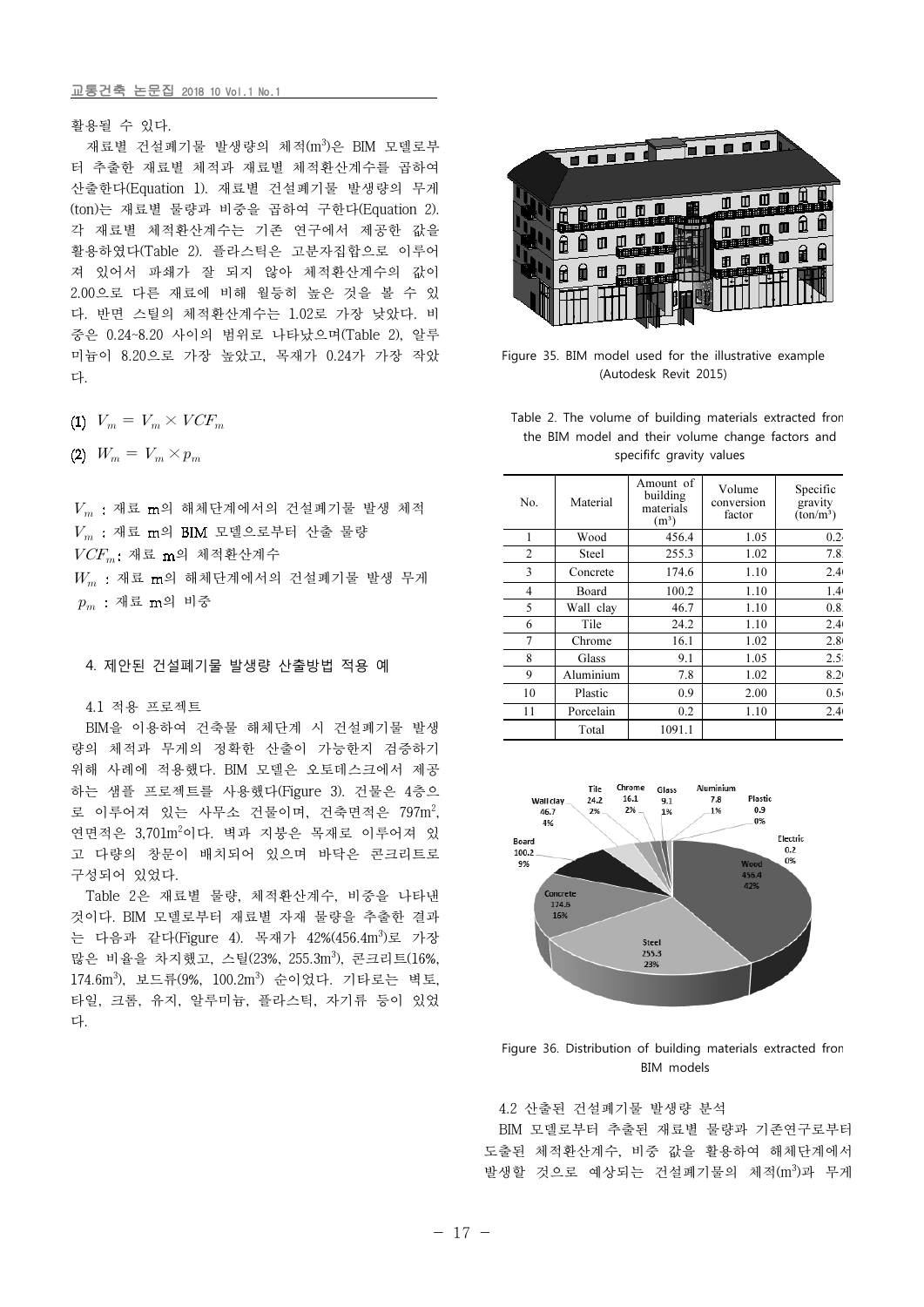활용될 수 있다.

재료별 건설폐기물 발생량의 체적($m^3$)은 BIM 모델로부터 추출한 재료별 체적과 재료별 체적환산계수를 곱하여 산출한다(Equation 1). 재료별 건설폐기물 발생량의 무게(ton)는 재료별 물량과 비중을 곱하여 구한다(Equation 2). 각 재료별 체적환산계수는 기존 연구에서 제공한 값을 활용하였다(Table 2). 플라스틱은 고분자접합으로 이루어져 있어서 파쇄가 잘 되지 않아 체적환산계수의 값이 2.00으로 다른 재료에 비해 월등히 높은 것을 볼 수 있다. 반면 스틸의 체적환산계수는 1.02로 가장 낮았다. 비중은 0.24~8.20 사이의 범위로 나타났으며(Table 2), 알루미늄이 8.20으로 가장 높았고, 목재가 0.24가 가장 작았다.

(1) $V_m = V_m \times VCF_m$

(2) $W_m = V_m \times p_m$

$V_m$ : 재료 m의 해체단계에서의 건설폐기물 발생 체적
$V_m$ : 재료 m의 BIM 모델으로부터 산출 물량
$VCF_m$: 재료 m의 체적환산계수
$W_m$ : 재료 m의 해체단계에서의 건설폐기물 발생 무게
$p_m$ : 재료 m의 비중

## 4. 제안된 건설폐기물 발생량 산출방법 적용 예

### 4.1 적용 프로젝트

BIM을 이용하여 건축물 해체단계 시 건설폐기물 발생량의 체적과 무게의 정확한 산출이 가능한지 검증하기 위해 사례에 적용했다. BIM 모델은 오토데스크에서 제공하는 샘플 프로젝트를 사용했다(Figure 3). 건물은 4층으로 이루어져 있는 사무소 건물이며, 건축면적은 797$m^2$, 연면적은 3,701$m^2$이다. 벽과 지붕은 목재로 이루어져 있고 다량의 창문이 배치되어 있으며 바닥은 콘크리트로 구성되어 있었다.

Table 2은 재료별 물량, 체적환산계수, 비중을 나타낸 것이다. BIM 모델로부터 재료별 자재 물량을 추출한 결과는 다음과 같다(Figure 4). 목재가 42%(456.4$m^3$)로 가장 많은 비율을 차지했고, 스틸(23%, 255.3$m^3$), 콘크리트(16%, 174.6$m^3$), 보드류(9%, 100.2$m^3$) 순이었다. 기타로는 벽토, 타일, 크롬, 유지, 알루미늄, 플라스틱, 자기류 등이 있었다.

Figure 35. BIM model used for the illustrative example (Autodesk Revit 2015)

Table 2. The volume of building materials extracted from the BIM model and their volume change factors and specififc gravity values

| No. | Material | Amount of building materials ($m^3$) | Volume conversion factor | Specific gravity ($ton/m^3$) |
|---|---|---|---|---|
| 1 | Wood | 456.4 | 1.05 | 0.2 |
| 2 | Steel | 255.3 | 1.02 | 7.8 |
| 3 | Concrete | 174.6 | 1.10 | 2.4 |
| 4 | Board | 100.2 | 1.10 | 1.4 |
| 5 | Wall clay | 46.7 | 1.10 | 0.8 |
| 6 | Tile | 24.2 | 1.10 | 2.4 |
| 7 | Chrome | 16.1 | 1.02 | 2.8 |
| 8 | Glass | 9.1 | 1.05 | 2.5 |
| 9 | Aluminium | 7.8 | 1.02 | 8.2 |
| 10 | Plastic | 0.9 | 2.00 | 0.5 |
| 11 | Porcelain | 0.2 | 1.10 | 2.4 |
| | Total | 1091.1 | | |

Figure 36. Distribution of building materials extracted from BIM models

### 4.2 산출된 건설폐기물 발생량 분석

BIM 모델로부터 추출된 재료별 물량과 기존연구로부터 도출된 체적환산계수, 비중 값을 활용하여 해체단계에서 발생할 것으로 예상되는 건설폐기물의 체적($m^3$)과 무게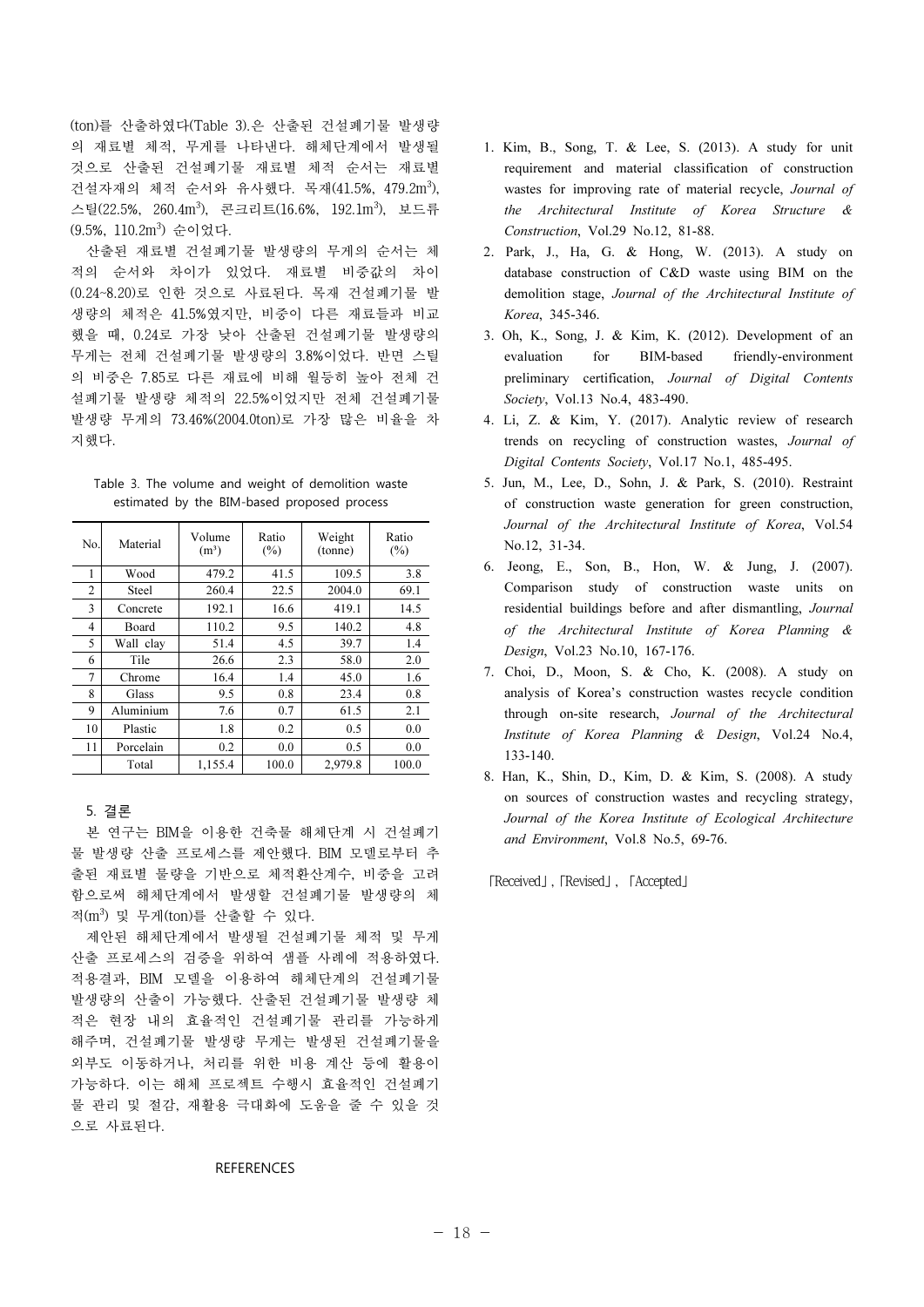(ton)를 산출하였다(Table 3).은 산출된 건설폐기물 발생량의 재료별 체적, 무게를 나타낸다. 해체단계에서 발생될 것으로 산출된 건설폐기물 재료별 체적 순서는 재료별 건설자재의 체적 순서와 유사했다. 목재(41.5%, 479.2m$^3$), 스틸(22.5%, 260.4m$^3$), 콘크리트(16.6%, 192.1m$^3$), 보드류(9.5%, 110.2m$^3$) 순이었다.

산출된 재료별 건설폐기물 발생량의 무게의 순서는 체적의 순서와 차이가 있었다. 재료별 비중값의 차이(0.24~8.20)로 인한 것으로 사료된다. 목재 건설폐기물 발생량의 체적은 41.5%였지만, 비중이 다른 재료들과 비교했을 때, 0.24로 가장 낮아 산출된 건설폐기물 발생량의 무게는 전체 건설폐기물 발생량의 3.8%이었다. 반면 스틸의 비중은 7.85로 다른 재료에 비해 월등히 높아 전체 건설폐기물 발생량 체적의 22.5%이었지만 전체 건설폐기물 발생량 무게의 73.46%(2004.0ton)로 가장 많은 비율을 차지했다.

Table 3. The volume and weight of demolition waste estimated by the BIM-based proposed process

| No. | Material | Volume (m³) | Ratio (%) | Weight (tonne) | Ratio (%) |
|---|---|---|---|---|---|
| 1 | Wood | 479.2 | 41.5 | 109.5 | 3.8 |
| 2 | Steel | 260.4 | 22.5 | 2004.0 | 69.1 |
| 3 | Concrete | 192.1 | 16.6 | 419.1 | 14.5 |
| 4 | Board | 110.2 | 9.5 | 140.2 | 4.8 |
| 5 | Wall clay | 51.4 | 4.5 | 39.7 | 1.4 |
| 6 | Tile | 26.6 | 2.3 | 58.0 | 2.0 |
| 7 | Chrome | 16.4 | 1.4 | 45.0 | 1.6 |
| 8 | Glass | 9.5 | 0.8 | 23.4 | 0.8 |
| 9 | Aluminium | 7.6 | 0.7 | 61.5 | 2.1 |
| 10 | Plastic | 1.8 | 0.2 | 0.5 | 0.0 |
| 11 | Porcelain | 0.2 | 0.0 | 0.5 | 0.0 |
| | Total | 1,155.4 | 100.0 | 2,979.8 | 100.0 |

## 5. 결론

본 연구는 BIM을 이용한 건축물 해체단계 시 건설폐기물 발생량 산출 프로세스를 제안했다. BIM 모델로부터 추출된 재료별 물량을 기반으로 체적환산계수, 비중을 고려함으로써 해체단계에서 발생할 건설폐기물 발생량의 체적(m$^3$) 및 무게(ton)를 산출할 수 있다.

제안된 해체단계에서 발생될 건설폐기물 체적 및 무게 산출 프로세스의 검증을 위하여 샘플 사례에 적용하였다. 적용결과, BIM 모델을 이용하여 해체단계의 건설폐기물 발생량의 산출이 가능했다. 산출된 건설폐기물 발생량 체적은 현장 내의 효율적인 건설폐기물 관리를 가능하게 해주며, 건설폐기물 발생량 무게는 발생된 건설폐기물을 외부도 이동하거나, 처리를 위한 비용 계산 등에 활용이 가능하다. 이는 해체 프로젝트 수행시 효율적인 건설폐기물 관리 및 절감, 재활용 극대화에 도움을 줄 수 있을 것으로 사료된다.

## REFERENCES

1. Kim, B., Song, T. & Lee, S. (2013). A study for unit requirement and material classification of construction wastes for improving rate of material recycle, *Journal of the Architectural Institute of Korea Structure & Construction*, Vol.29 No.12, 81-88.
2. Park, J., Ha, G. & Hong, W. (2013). A study on database construction of C&D waste using BIM on the demolition stage, *Journal of the Architectural Institute of Korea*, 345-346.
3. Oh, K., Song, J. & Kim, K. (2012). Development of an evaluation for BIM-based friendly-environment preliminary certification, *Journal of Digital Contents Society*, Vol.13 No.4, 483-490.
4. Li, Z. & Kim, Y. (2017). Analytic review of research trends on recycling of construction wastes, *Journal of Digital Contents Society*, Vol.17 No.1, 485-495.
5. Jun, M., Lee, D., Sohn, J. & Park, S. (2010). Restraint of construction waste generation for green construction, *Journal of the Architectural Institute of Korea*, Vol.54 No.12, 31-34.
6. Jeong, E., Son, B., Hon, W. & Jung, J. (2007). Comparison study of construction waste units on residential buildings before and after dismantling, *Journal of the Architectural Institute of Korea Planning & Design*, Vol.23 No.10, 167-176.
7. Choi, D., Moon, S. & Cho, K. (2008). A study on analysis of Korea's construction wastes recycle condition through on-site research, *Journal of the Architectural Institute of Korea Planning & Design*, Vol.24 No.4, 133-140.
8. Han, K., Shin, D., Kim, D. & Kim, S. (2008). A study on sources of construction wastes and recycling strategy, *Journal of the Korea Institute of Ecological Architecture and Environment*, Vol.8 No.5, 69-76.

「Received」,「Revised」, 「Accepted」